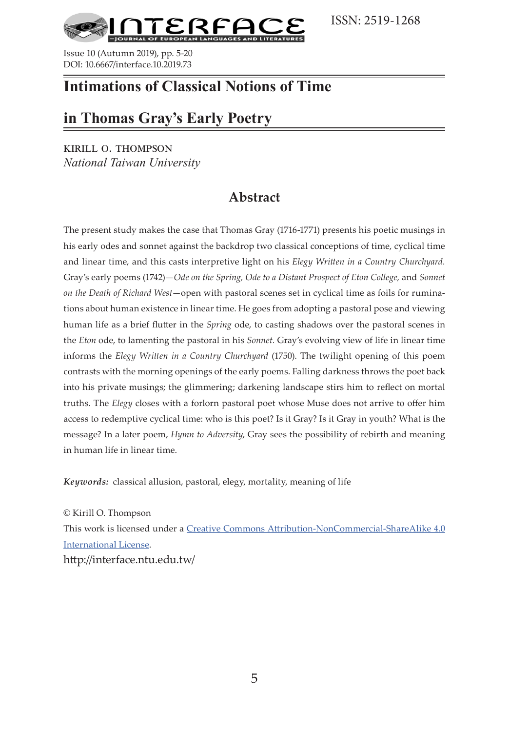ISSN: 2519-1268

Issue 10 (Autumn 2019), pp. 5-20
DOI: 10.6667/interface.10.2019.73

# Intimations of Classical Notions of Time in Thomas Gray's Early Poetry

KIRILL O. THOMPSON
*National Taiwan University*

## Abstract

The present study makes the case that Thomas Gray (1716-1771) presents his poetic musings in his early odes and sonnet against the backdrop two classical conceptions of time, cyclical time and linear time, and this casts interpretive light on his *Elegy Written in a Country Churchyard.* Gray's early poems (1742)—*Ode on the Spring, Ode to a Distant Prospect of Eton College,* and *Sonnet on the Death of Richard West*—open with pastoral scenes set in cyclical time as foils for ruminations about human existence in linear time. He goes from adopting a pastoral pose and viewing human life as a brief flutter in the *Spring* ode, to casting shadows over the pastoral scenes in the *Eton* ode, to lamenting the pastoral in his *Sonnet.* Gray's evolving view of life in linear time informs the *Elegy Written in a Country Churchyard* (1750). The twilight opening of this poem contrasts with the morning openings of the early poems. Falling darkness throws the poet back into his private musings; the glimmering; darkening landscape stirs him to reflect on mortal truths. The *Elegy* closes with a forlorn pastoral poet whose Muse does not arrive to offer him access to redemptive cyclical time: who is this poet? Is it Gray? Is it Gray in youth? What is the message? In a later poem, *Hymn to Adversity*, Gray sees the possibility of rebirth and meaning in human life in linear time.

***Keywords:*** classical allusion, pastoral, elegy, mortality, meaning of life

© Kirill O. Thompson
This work is licensed under a Creative Commons Attribution-NonCommercial-ShareAlike 4.0 International License.
http://interface.ntu.edu.tw/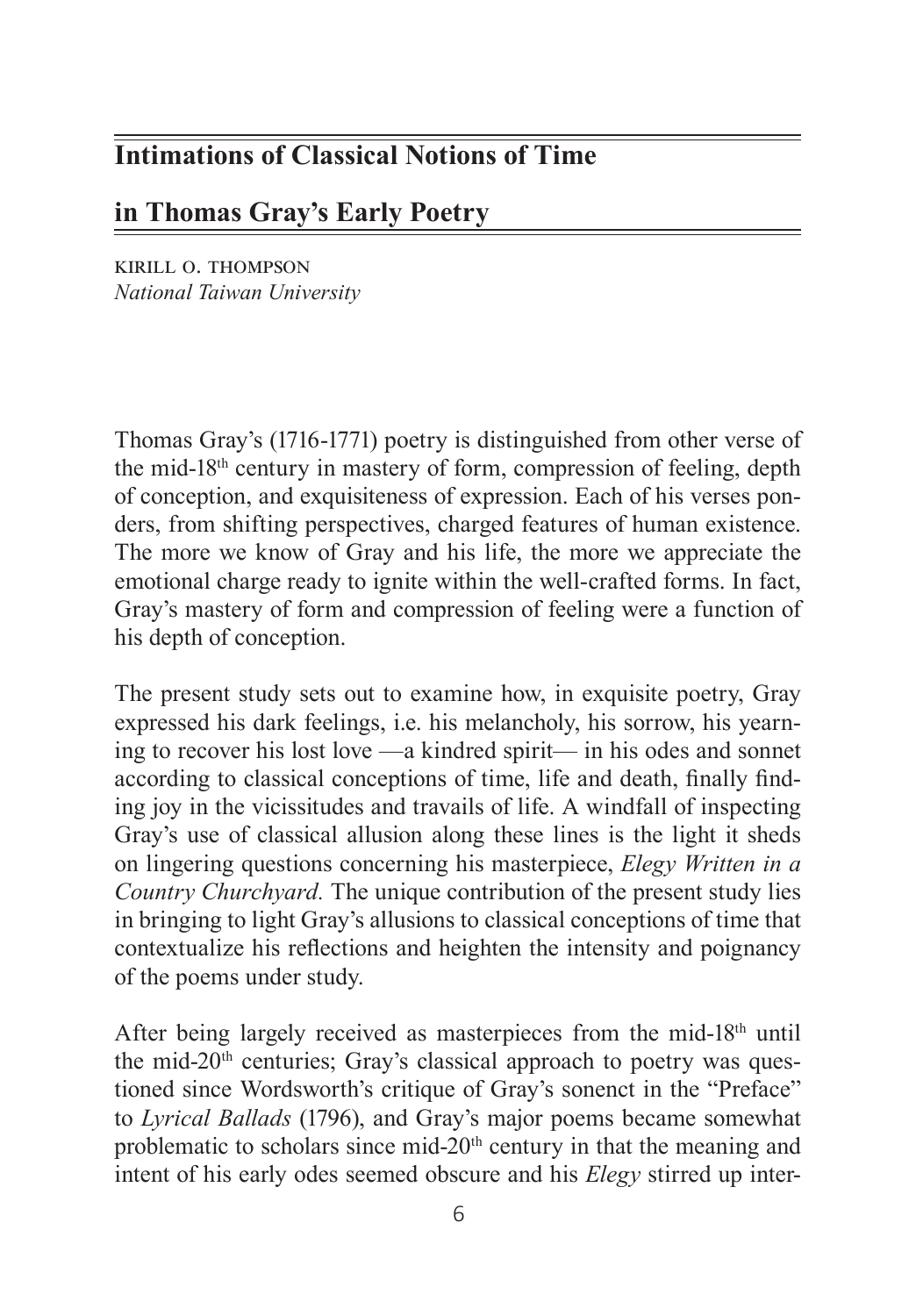# Intimations of Classical Notions of Time in Thomas Gray's Early Poetry

KIRILL O. THOMPSON
*National Taiwan University*

Thomas Gray's (1716-1771) poetry is distinguished from other verse of the mid-18th century in mastery of form, compression of feeling, depth of conception, and exquisiteness of expression. Each of his verses ponders, from shifting perspectives, charged features of human existence. The more we know of Gray and his life, the more we appreciate the emotional charge ready to ignite within the well-crafted forms. In fact, Gray's mastery of form and compression of feeling were a function of his depth of conception.

The present study sets out to examine how, in exquisite poetry, Gray expressed his dark feelings, i.e. his melancholy, his sorrow, his yearning to recover his lost love —a kindred spirit— in his odes and sonnet according to classical conceptions of time, life and death, finally finding joy in the vicissitudes and travails of life. A windfall of inspecting Gray's use of classical allusion along these lines is the light it sheds on lingering questions concerning his masterpiece, *Elegy Written in a Country Churchyard.* The unique contribution of the present study lies in bringing to light Gray's allusions to classical conceptions of time that contextualize his reflections and heighten the intensity and poignancy of the poems under study.

After being largely received as masterpieces from the mid-18th until the mid-20th centuries; Gray's classical approach to poetry was questioned since Wordsworth's critique of Gray's sonenct in the "Preface" to *Lyrical Ballads* (1796), and Gray's major poems became somewhat problematic to scholars since mid-20th century in that the meaning and intent of his early odes seemed obscure and his *Elegy* stirred up inter-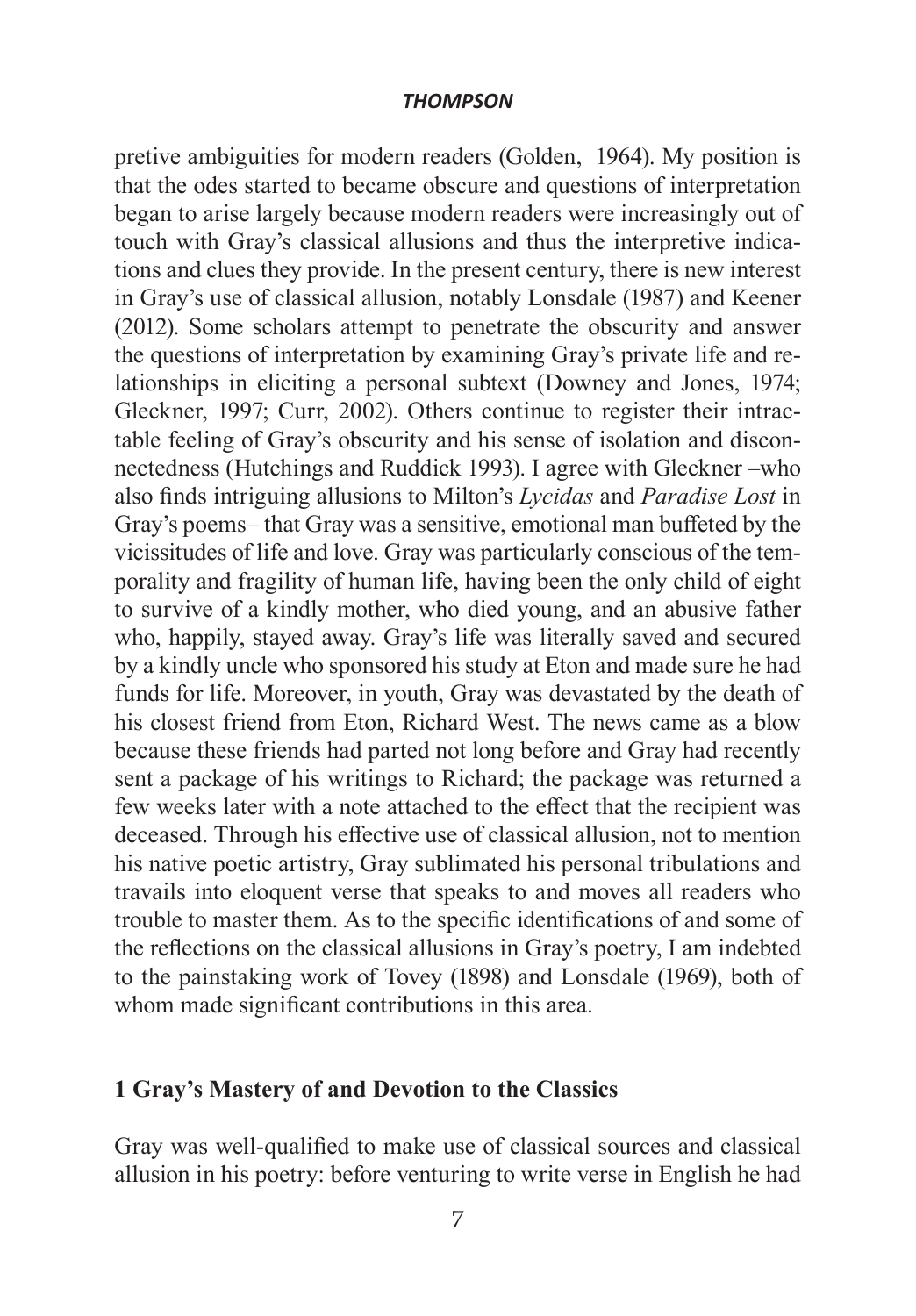pretive ambiguities for modern readers (Golden,  1964). My position is that the odes started to became obscure and questions of interpretation began to arise largely because modern readers were increasingly out of touch with Gray's classical allusions and thus the interpretive indications and clues they provide. In the present century, there is new interest in Gray's use of classical allusion, notably Lonsdale (1987) and Keener (2012). Some scholars attempt to penetrate the obscurity and answer the questions of interpretation by examining Gray's private life and relationships in eliciting a personal subtext (Downey and Jones, 1974; Gleckner, 1997; Curr, 2002). Others continue to register their intractable feeling of Gray's obscurity and his sense of isolation and disconnectedness (Hutchings and Ruddick 1993). I agree with Gleckner –who also finds intriguing allusions to Milton's *Lycidas* and *Paradise Lost* in Gray's poems– that Gray was a sensitive, emotional man buffeted by the vicissitudes of life and love. Gray was particularly conscious of the temporality and fragility of human life, having been the only child of eight to survive of a kindly mother, who died young, and an abusive father who, happily, stayed away. Gray's life was literally saved and secured by a kindly uncle who sponsored his study at Eton and made sure he had funds for life. Moreover, in youth, Gray was devastated by the death of his closest friend from Eton, Richard West. The news came as a blow because these friends had parted not long before and Gray had recently sent a package of his writings to Richard; the package was returned a few weeks later with a note attached to the effect that the recipient was deceased. Through his effective use of classical allusion, not to mention his native poetic artistry, Gray sublimated his personal tribulations and travails into eloquent verse that speaks to and moves all readers who trouble to master them. As to the specific identifications of and some of the reflections on the classical allusions in Gray's poetry, I am indebted to the painstaking work of Tovey (1898) and Lonsdale (1969), both of whom made significant contributions in this area.

## 1 Gray's Mastery of and Devotion to the Classics

Gray was well-qualified to make use of classical sources and classical allusion in his poetry: before venturing to write verse in English he had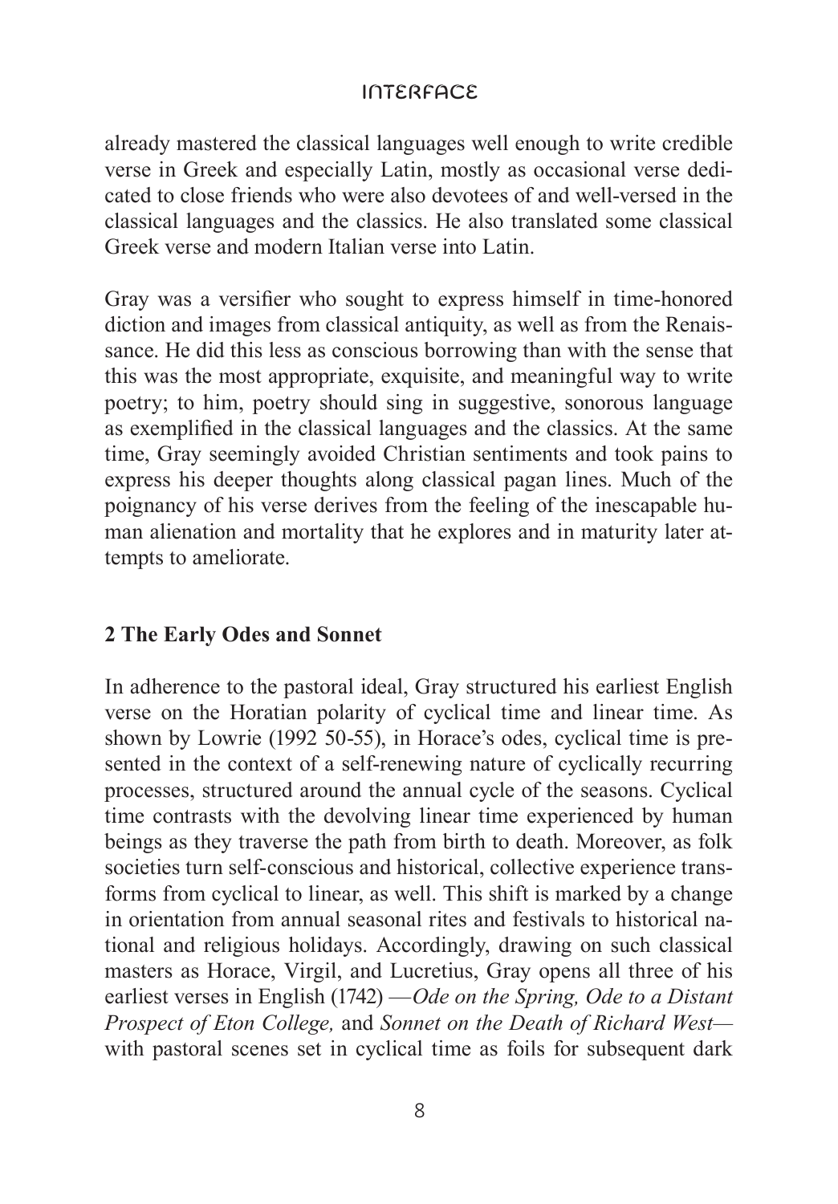already mastered the classical languages well enough to write credible verse in Greek and especially Latin, mostly as occasional verse dedicated to close friends who were also devotees of and well-versed in the classical languages and the classics. He also translated some classical Greek verse and modern Italian verse into Latin.

Gray was a versifier who sought to express himself in time-honored diction and images from classical antiquity, as well as from the Renaissance. He did this less as conscious borrowing than with the sense that this was the most appropriate, exquisite, and meaningful way to write poetry; to him, poetry should sing in suggestive, sonorous language as exemplified in the classical languages and the classics. At the same time, Gray seemingly avoided Christian sentiments and took pains to express his deeper thoughts along classical pagan lines. Much of the poignancy of his verse derives from the feeling of the inescapable human alienation and mortality that he explores and in maturity later attempts to ameliorate.

## 2 The Early Odes and Sonnet

In adherence to the pastoral ideal, Gray structured his earliest English verse on the Horatian polarity of cyclical time and linear time. As shown by Lowrie (1992 50-55), in Horace's odes, cyclical time is presented in the context of a self-renewing nature of cyclically recurring processes, structured around the annual cycle of the seasons. Cyclical time contrasts with the devolving linear time experienced by human beings as they traverse the path from birth to death. Moreover, as folk societies turn self-conscious and historical, collective experience transforms from cyclical to linear, as well. This shift is marked by a change in orientation from annual seasonal rites and festivals to historical national and religious holidays. Accordingly, drawing on such classical masters as Horace, Virgil, and Lucretius, Gray opens all three of his earliest verses in English (1742) —*Ode on the Spring, Ode to a Distant Prospect of Eton College,* and *Sonnet on the Death of Richard West*— with pastoral scenes set in cyclical time as foils for subsequent dark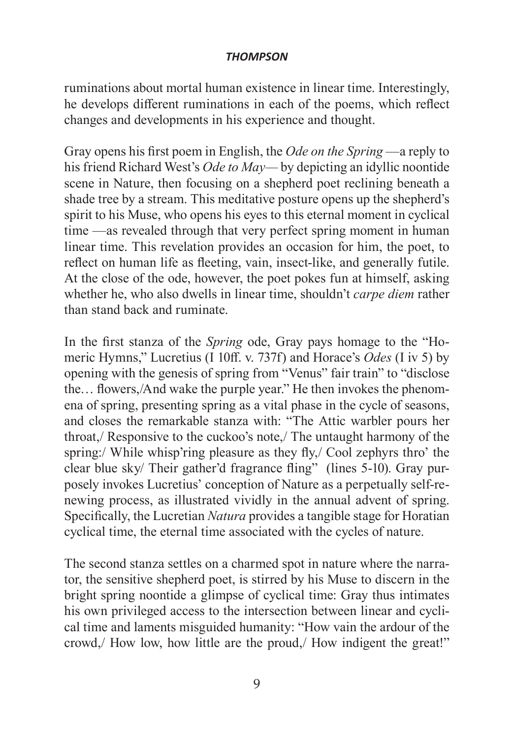ruminations about mortal human existence in linear time. Interestingly, he develops different ruminations in each of the poems, which reflect changes and developments in his experience and thought.

Gray opens his first poem in English, the *Ode on the Spring* —a reply to his friend Richard West's *Ode to May*— by depicting an idyllic noontide scene in Nature, then focusing on a shepherd poet reclining beneath a shade tree by a stream. This meditative posture opens up the shepherd's spirit to his Muse, who opens his eyes to this eternal moment in cyclical time —as revealed through that very perfect spring moment in human linear time. This revelation provides an occasion for him, the poet, to reflect on human life as fleeting, vain, insect-like, and generally futile. At the close of the ode, however, the poet pokes fun at himself, asking whether he, who also dwells in linear time, shouldn't *carpe diem* rather than stand back and ruminate.

In the first stanza of the *Spring* ode, Gray pays homage to the "Homeric Hymns," Lucretius (I 10ff. v. 737f) and Horace's *Odes* (I iv 5) by opening with the genesis of spring from "Venus" fair train" to "disclose the… flowers,/And wake the purple year." He then invokes the phenomena of spring, presenting spring as a vital phase in the cycle of seasons, and closes the remarkable stanza with: "The Attic warbler pours her throat,/ Responsive to the cuckoo's note,/ The untaught harmony of the spring:/ While whisp'ring pleasure as they fly,/ Cool zephyrs thro' the clear blue sky/ Their gather'd fragrance fling" (lines 5-10). Gray purposely invokes Lucretius' conception of Nature as a perpetually self-renewing process, as illustrated vividly in the annual advent of spring. Specifically, the Lucretian *Natura* provides a tangible stage for Horatian cyclical time, the eternal time associated with the cycles of nature.

The second stanza settles on a charmed spot in nature where the narrator, the sensitive shepherd poet, is stirred by his Muse to discern in the bright spring noontide a glimpse of cyclical time: Gray thus intimates his own privileged access to the intersection between linear and cyclical time and laments misguided humanity: "How vain the ardour of the crowd,/ How low, how little are the proud,/ How indigent the great!"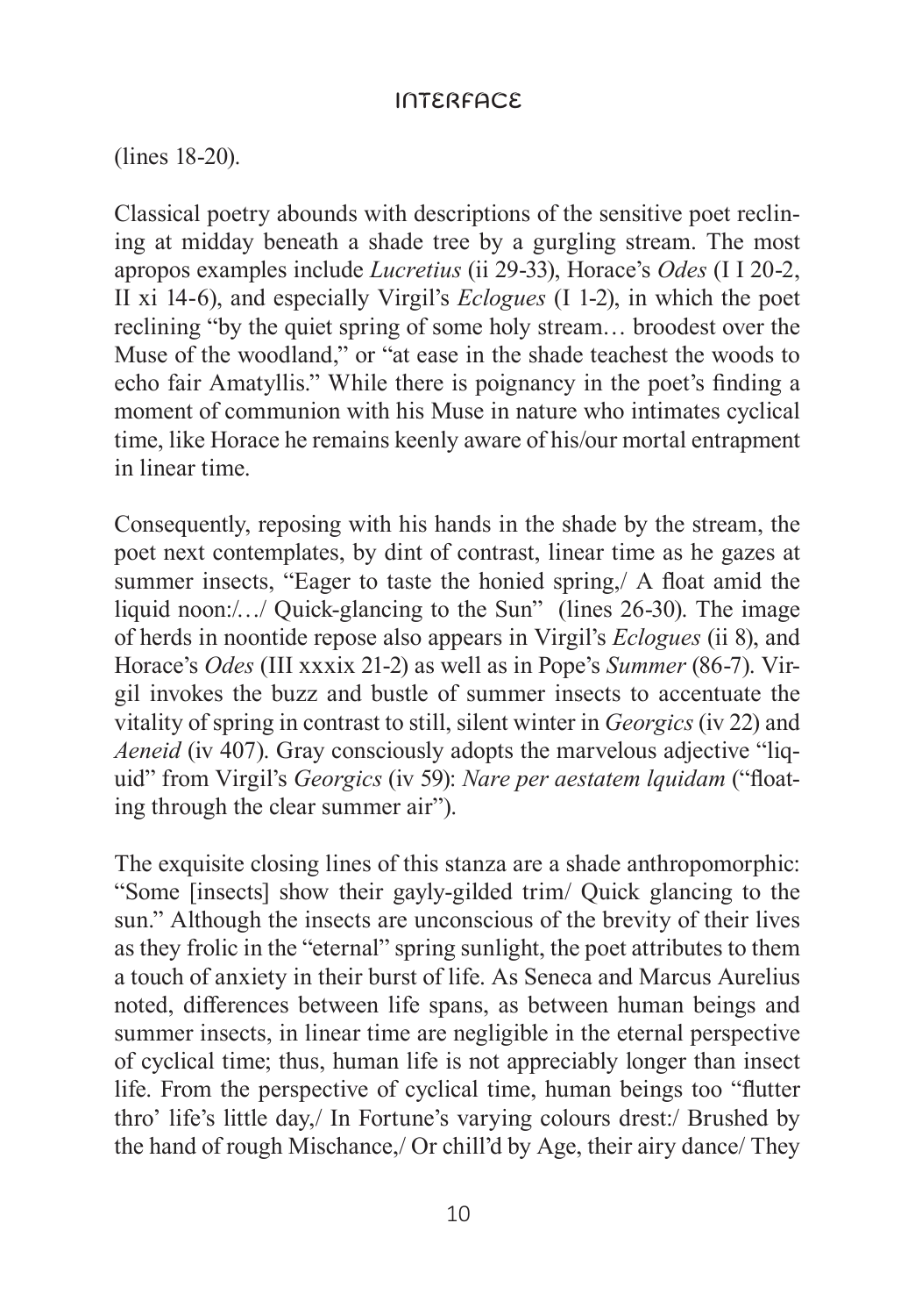(lines 18-20).

Classical poetry abounds with descriptions of the sensitive poet reclining at midday beneath a shade tree by a gurgling stream. The most apropos examples include *Lucretius* (ii 29-33), Horace's *Odes* (I I 20-2, II xi 14-6), and especially Virgil's *Eclogues* (I 1-2), in which the poet reclining "by the quiet spring of some holy stream… broodest over the Muse of the woodland," or "at ease in the shade teachest the woods to echo fair Amatyllis." While there is poignancy in the poet's finding a moment of communion with his Muse in nature who intimates cyclical time, like Horace he remains keenly aware of his/our mortal entrapment in linear time.

Consequently, reposing with his hands in the shade by the stream, the poet next contemplates, by dint of contrast, linear time as he gazes at summer insects, "Eager to taste the honied spring,/ A float amid the liquid noon:/…/ Quick-glancing to the Sun" (lines 26-30). The image of herds in noontide repose also appears in Virgil's *Eclogues* (ii 8), and Horace's *Odes* (III xxxix 21-2) as well as in Pope's *Summer* (86-7). Virgil invokes the buzz and bustle of summer insects to accentuate the vitality of spring in contrast to still, silent winter in *Georgics* (iv 22) and *Aeneid* (iv 407). Gray consciously adopts the marvelous adjective "liquid" from Virgil's *Georgics* (iv 59): *Nare per aestatem lquidam* ("floating through the clear summer air").

The exquisite closing lines of this stanza are a shade anthropomorphic: "Some [insects] show their gayly-gilded trim/ Quick glancing to the sun." Although the insects are unconscious of the brevity of their lives as they frolic in the "eternal" spring sunlight, the poet attributes to them a touch of anxiety in their burst of life. As Seneca and Marcus Aurelius noted, differences between life spans, as between human beings and summer insects, in linear time are negligible in the eternal perspective of cyclical time; thus, human life is not appreciably longer than insect life. From the perspective of cyclical time, human beings too "flutter thro' life's little day,/ In Fortune's varying colours drest:/ Brushed by the hand of rough Mischance,/ Or chill'd by Age, their airy dance/ They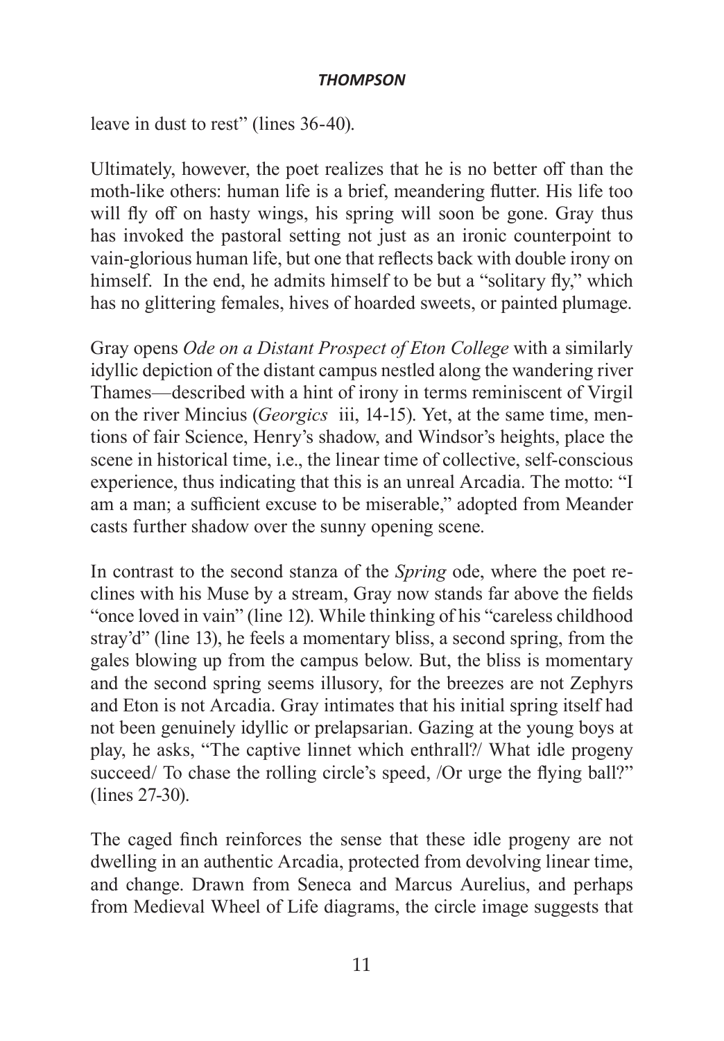leave in dust to rest" (lines 36-40).

Ultimately, however, the poet realizes that he is no better off than the moth-like others: human life is a brief, meandering flutter. His life too will fly off on hasty wings, his spring will soon be gone. Gray thus has invoked the pastoral setting not just as an ironic counterpoint to vain-glorious human life, but one that reflects back with double irony on himself. In the end, he admits himself to be but a "solitary fly," which has no glittering females, hives of hoarded sweets, or painted plumage.

Gray opens *Ode on a Distant Prospect of Eton College* with a similarly idyllic depiction of the distant campus nestled along the wandering river Thames—described with a hint of irony in terms reminiscent of Virgil on the river Mincius (*Georgics* iii, 14-15). Yet, at the same time, mentions of fair Science, Henry's shadow, and Windsor's heights, place the scene in historical time, i.e., the linear time of collective, self-conscious experience, thus indicating that this is an unreal Arcadia. The motto: "I am a man; a sufficient excuse to be miserable," adopted from Meander casts further shadow over the sunny opening scene.

In contrast to the second stanza of the *Spring* ode, where the poet reclines with his Muse by a stream, Gray now stands far above the fields "once loved in vain" (line 12). While thinking of his "careless childhood stray'd" (line 13), he feels a momentary bliss, a second spring, from the gales blowing up from the campus below. But, the bliss is momentary and the second spring seems illusory, for the breezes are not Zephyrs and Eton is not Arcadia. Gray intimates that his initial spring itself had not been genuinely idyllic or prelapsarian. Gazing at the young boys at play, he asks, "The captive linnet which enthrall?/ What idle progeny succeed/ To chase the rolling circle's speed, /Or urge the flying ball?" (lines 27-30).

The caged finch reinforces the sense that these idle progeny are not dwelling in an authentic Arcadia, protected from devolving linear time, and change. Drawn from Seneca and Marcus Aurelius, and perhaps from Medieval Wheel of Life diagrams, the circle image suggests that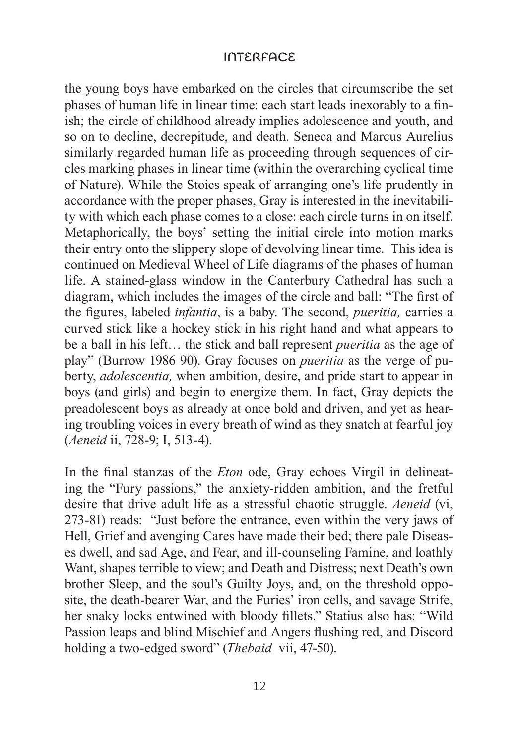the young boys have embarked on the circles that circumscribe the set phases of human life in linear time: each start leads inexorably to a finish; the circle of childhood already implies adolescence and youth, and so on to decline, decrepitude, and death. Seneca and Marcus Aurelius similarly regarded human life as proceeding through sequences of circles marking phases in linear time (within the overarching cyclical time of Nature). While the Stoics speak of arranging one's life prudently in accordance with the proper phases, Gray is interested in the inevitability with which each phase comes to a close: each circle turns in on itself. Metaphorically, the boys' setting the initial circle into motion marks their entry onto the slippery slope of devolving linear time. This idea is continued on Medieval Wheel of Life diagrams of the phases of human life. A stained-glass window in the Canterbury Cathedral has such a diagram, which includes the images of the circle and ball: "The first of the figures, labeled *infantia*, is a baby. The second, *pueritia,* carries a curved stick like a hockey stick in his right hand and what appears to be a ball in his left… the stick and ball represent *pueritia* as the age of play" (Burrow 1986 90). Gray focuses on *pueritia* as the verge of puberty, *adolescentia,* when ambition, desire, and pride start to appear in boys (and girls) and begin to energize them. In fact, Gray depicts the preadolescent boys as already at once bold and driven, and yet as hearing troubling voices in every breath of wind as they snatch at fearful joy (*Aeneid* ii, 728-9; I, 513-4).

In the final stanzas of the *Eton* ode, Gray echoes Virgil in delineating the "Fury passions," the anxiety-ridden ambition, and the fretful desire that drive adult life as a stressful chaotic struggle. *Aeneid* (vi, 273-81) reads: "Just before the entrance, even within the very jaws of Hell, Grief and avenging Cares have made their bed; there pale Diseases dwell, and sad Age, and Fear, and ill-counseling Famine, and loathly Want, shapes terrible to view; and Death and Distress; next Death's own brother Sleep, and the soul's Guilty Joys, and, on the threshold opposite, the death-bearer War, and the Furies' iron cells, and savage Strife, her snaky locks entwined with bloody fillets." Statius also has: "Wild Passion leaps and blind Mischief and Angers flushing red, and Discord holding a two-edged sword" (*Thebaid* vii, 47-50).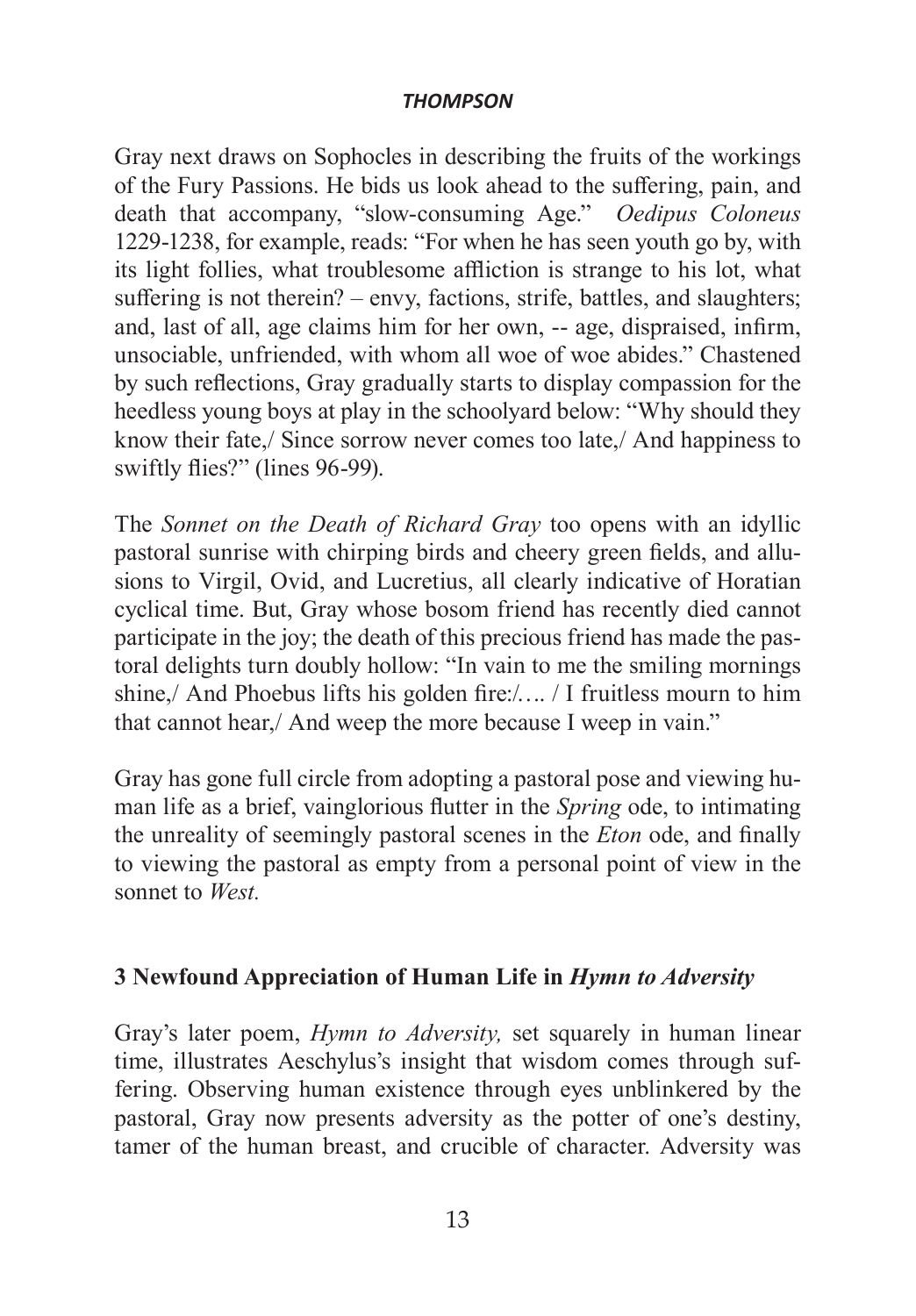Gray next draws on Sophocles in describing the fruits of the workings of the Fury Passions. He bids us look ahead to the suffering, pain, and death that accompany, "slow-consuming Age." *Oedipus Coloneus* 1229-1238, for example, reads: "For when he has seen youth go by, with its light follies, what troublesome affliction is strange to his lot, what suffering is not therein? – envy, factions, strife, battles, and slaughters; and, last of all, age claims him for her own, -- age, dispraised, infirm, unsociable, unfriended, with whom all woe of woe abides." Chastened by such reflections, Gray gradually starts to display compassion for the heedless young boys at play in the schoolyard below: "Why should they know their fate,/ Since sorrow never comes too late,/ And happiness to swiftly flies?" (lines 96-99).

The *Sonnet on the Death of Richard Gray* too opens with an idyllic pastoral sunrise with chirping birds and cheery green fields, and allusions to Virgil, Ovid, and Lucretius, all clearly indicative of Horatian cyclical time. But, Gray whose bosom friend has recently died cannot participate in the joy; the death of this precious friend has made the pastoral delights turn doubly hollow: "In vain to me the smiling mornings shine,/ And Phoebus lifts his golden fire:/…. / I fruitless mourn to him that cannot hear,/ And weep the more because I weep in vain."

Gray has gone full circle from adopting a pastoral pose and viewing human life as a brief, vainglorious flutter in the *Spring* ode, to intimating the unreality of seemingly pastoral scenes in the *Eton* ode, and finally to viewing the pastoral as empty from a personal point of view in the sonnet to *West.*

## 3 Newfound Appreciation of Human Life in *Hymn to Adversity*

Gray's later poem, *Hymn to Adversity,* set squarely in human linear time, illustrates Aeschylus's insight that wisdom comes through suffering. Observing human existence through eyes unblinkered by the pastoral, Gray now presents adversity as the potter of one's destiny, tamer of the human breast, and crucible of character. Adversity was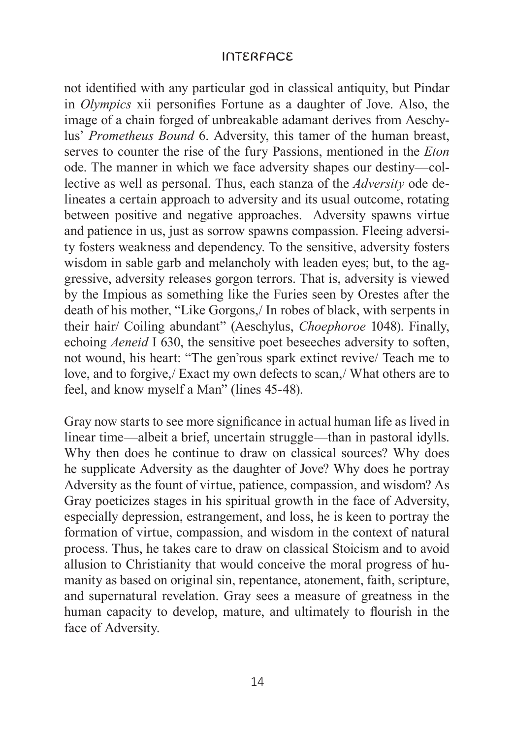not identified with any particular god in classical antiquity, but Pindar in *Olympics* xii personifies Fortune as a daughter of Jove. Also, the image of a chain forged of unbreakable adamant derives from Aeschylus' *Prometheus Bound* 6. Adversity, this tamer of the human breast, serves to counter the rise of the fury Passions, mentioned in the *Eton* ode. The manner in which we face adversity shapes our destiny—collective as well as personal. Thus, each stanza of the *Adversity* ode delineates a certain approach to adversity and its usual outcome, rotating between positive and negative approaches. Adversity spawns virtue and patience in us, just as sorrow spawns compassion. Fleeing adversity fosters weakness and dependency. To the sensitive, adversity fosters wisdom in sable garb and melancholy with leaden eyes; but, to the aggressive, adversity releases gorgon terrors. That is, adversity is viewed by the Impious as something like the Furies seen by Orestes after the death of his mother, "Like Gorgons,/ In robes of black, with serpents in their hair/ Coiling abundant" (Aeschylus, *Choephoroe* 1048). Finally, echoing *Aeneid* I 630, the sensitive poet beseeches adversity to soften, not wound, his heart: "The gen'rous spark extinct revive/ Teach me to love, and to forgive,/ Exact my own defects to scan,/ What others are to feel, and know myself a Man" (lines 45-48).

Gray now starts to see more significance in actual human life as lived in linear time—albeit a brief, uncertain struggle—than in pastoral idylls. Why then does he continue to draw on classical sources? Why does he supplicate Adversity as the daughter of Jove? Why does he portray Adversity as the fount of virtue, patience, compassion, and wisdom? As Gray poeticizes stages in his spiritual growth in the face of Adversity, especially depression, estrangement, and loss, he is keen to portray the formation of virtue, compassion, and wisdom in the context of natural process. Thus, he takes care to draw on classical Stoicism and to avoid allusion to Christianity that would conceive the moral progress of humanity as based on original sin, repentance, atonement, faith, scripture, and supernatural revelation. Gray sees a measure of greatness in the human capacity to develop, mature, and ultimately to flourish in the face of Adversity.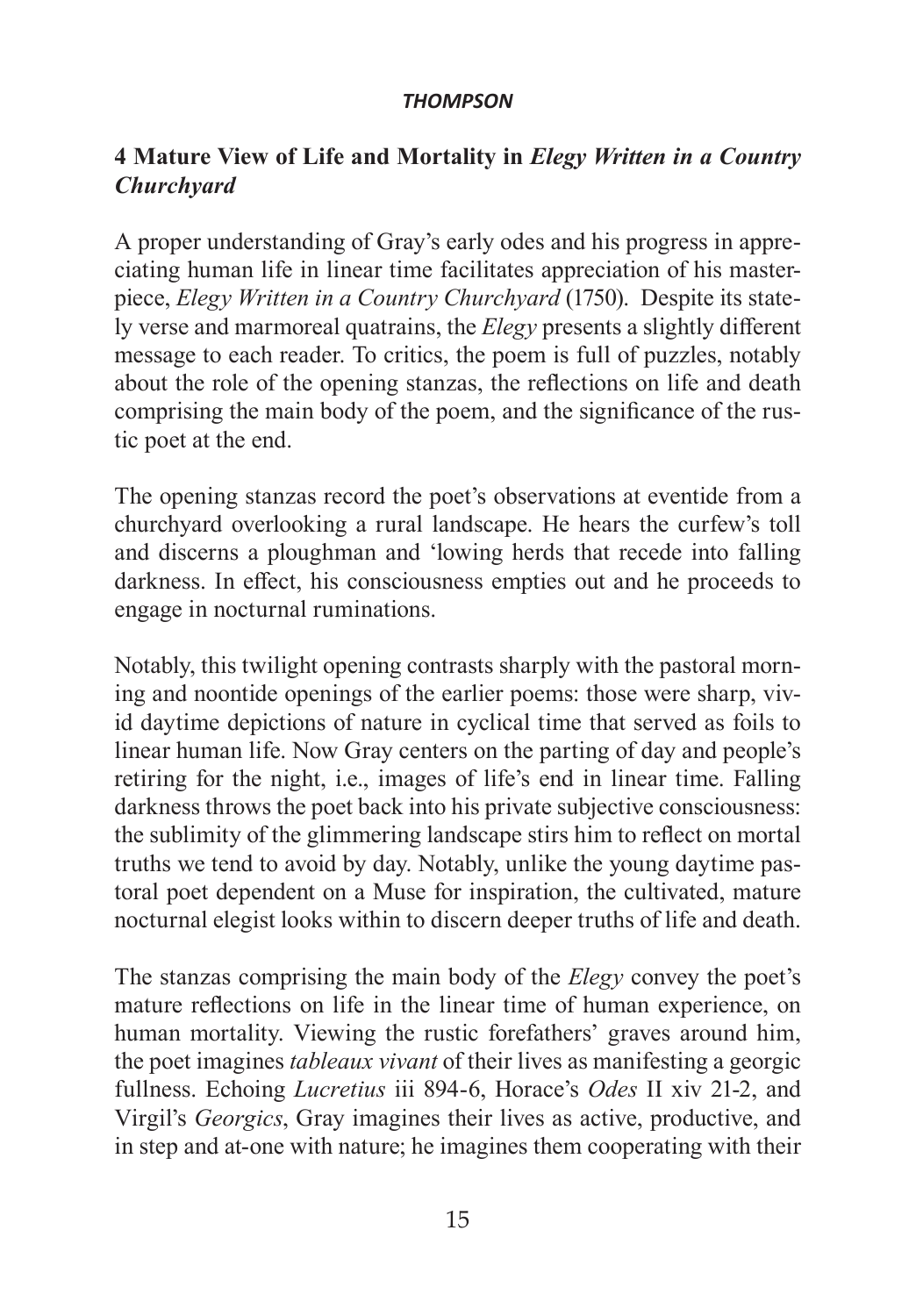## 4 Mature View of Life and Mortality in *Elegy Written in a Country Churchyard*

A proper understanding of Gray's early odes and his progress in appreciating human life in linear time facilitates appreciation of his masterpiece, *Elegy Written in a Country Churchyard* (1750). Despite its stately verse and marmoreal quatrains, the *Elegy* presents a slightly different message to each reader. To critics, the poem is full of puzzles, notably about the role of the opening stanzas, the reflections on life and death comprising the main body of the poem, and the significance of the rustic poet at the end.

The opening stanzas record the poet's observations at eventide from a churchyard overlooking a rural landscape. He hears the curfew's toll and discerns a ploughman and 'lowing herds that recede into falling darkness. In effect, his consciousness empties out and he proceeds to engage in nocturnal ruminations.

Notably, this twilight opening contrasts sharply with the pastoral morning and noontide openings of the earlier poems: those were sharp, vivid daytime depictions of nature in cyclical time that served as foils to linear human life. Now Gray centers on the parting of day and people's retiring for the night, i.e., images of life's end in linear time. Falling darkness throws the poet back into his private subjective consciousness: the sublimity of the glimmering landscape stirs him to reflect on mortal truths we tend to avoid by day. Notably, unlike the young daytime pastoral poet dependent on a Muse for inspiration, the cultivated, mature nocturnal elegist looks within to discern deeper truths of life and death.

The stanzas comprising the main body of the *Elegy* convey the poet's mature reflections on life in the linear time of human experience, on human mortality. Viewing the rustic forefathers' graves around him, the poet imagines *tableaux vivant* of their lives as manifesting a georgic fullness. Echoing *Lucretius* iii 894-6, Horace's *Odes* II xiv 21-2, and Virgil's *Georgics*, Gray imagines their lives as active, productive, and in step and at-one with nature; he imagines them cooperating with their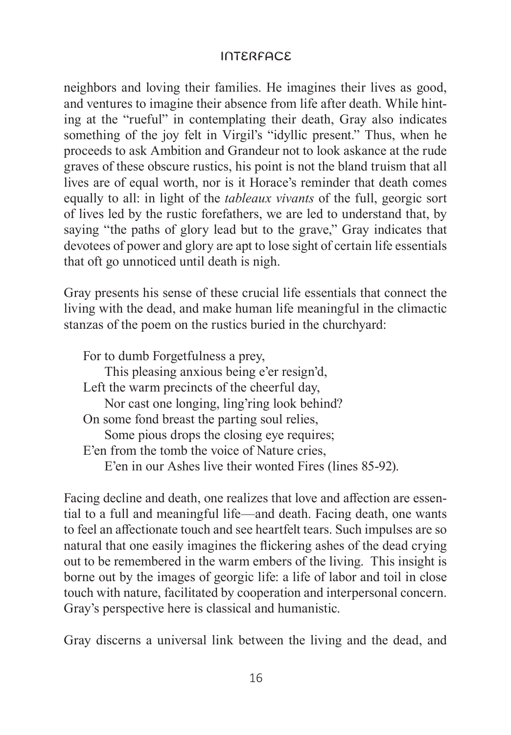neighbors and loving their families. He imagines their lives as good, and ventures to imagine their absence from life after death. While hinting at the "rueful" in contemplating their death, Gray also indicates something of the joy felt in Virgil's "idyllic present." Thus, when he proceeds to ask Ambition and Grandeur not to look askance at the rude graves of these obscure rustics, his point is not the bland truism that all lives are of equal worth, nor is it Horace's reminder that death comes equally to all: in light of the *tableaux vivants* of the full, georgic sort of lives led by the rustic forefathers, we are led to understand that, by saying "the paths of glory lead but to the grave," Gray indicates that devotees of power and glory are apt to lose sight of certain life essentials that oft go unnoticed until death is nigh.

Gray presents his sense of these crucial life essentials that connect the living with the dead, and make human life meaningful in the climactic stanzas of the poem on the rustics buried in the churchyard:

> For to dumb Forgetfulness a prey,
> This pleasing anxious being e'er resign'd,
> Left the warm precincts of the cheerful day,
> Nor cast one longing, ling'ring look behind?
> On some fond breast the parting soul relies,
> Some pious drops the closing eye requires;
> E'en from the tomb the voice of Nature cries,
> E'en in our Ashes live their wonted Fires (lines 85-92).

Facing decline and death, one realizes that love and affection are essential to a full and meaningful life—and death. Facing death, one wants to feel an affectionate touch and see heartfelt tears. Such impulses are so natural that one easily imagines the flickering ashes of the dead crying out to be remembered in the warm embers of the living. This insight is borne out by the images of georgic life: a life of labor and toil in close touch with nature, facilitated by cooperation and interpersonal concern. Gray's perspective here is classical and humanistic.

Gray discerns a universal link between the living and the dead, and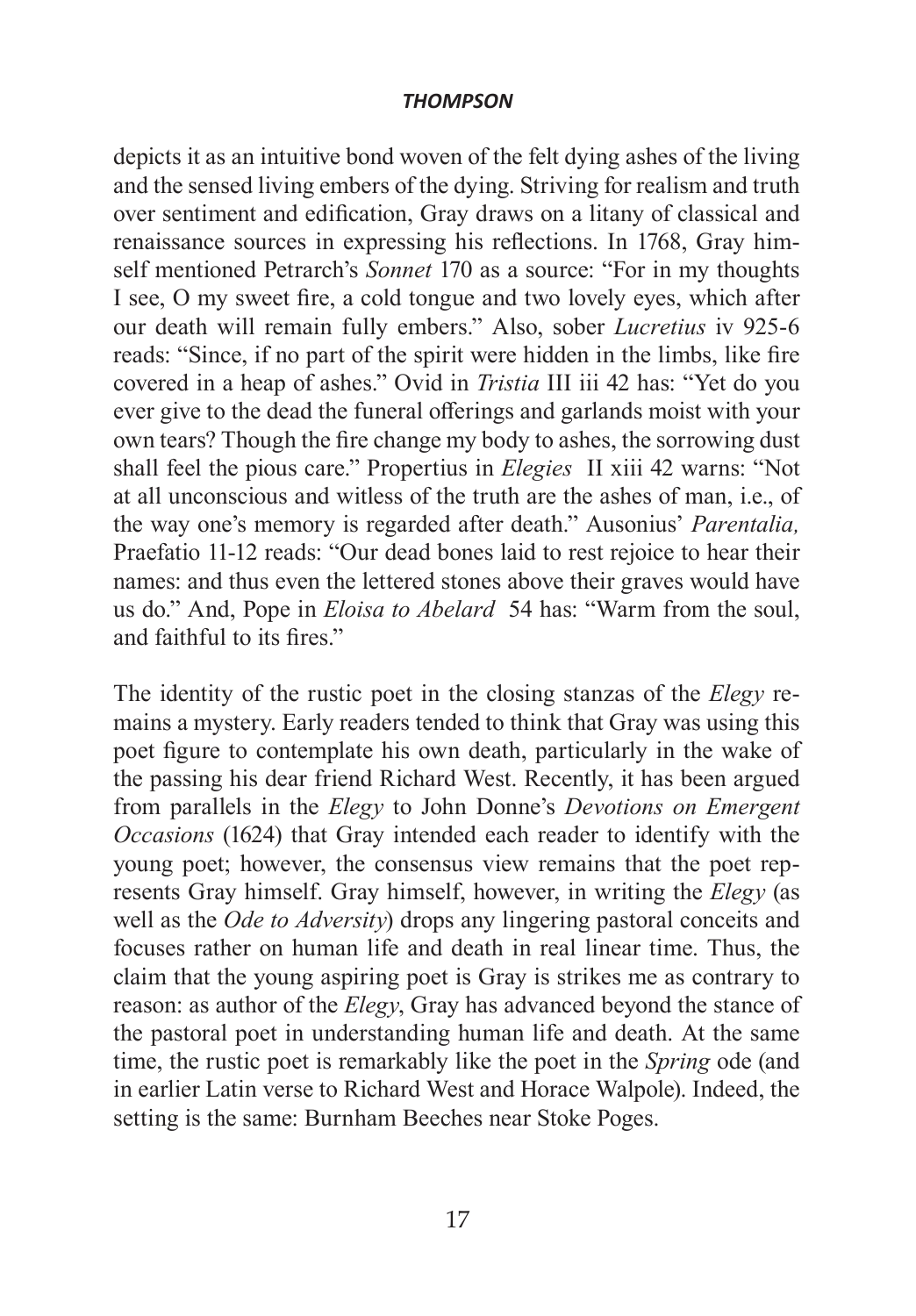depicts it as an intuitive bond woven of the felt dying ashes of the living and the sensed living embers of the dying. Striving for realism and truth over sentiment and edification, Gray draws on a litany of classical and renaissance sources in expressing his reflections. In 1768, Gray himself mentioned Petrarch's *Sonnet* 170 as a source: "For in my thoughts I see, O my sweet fire, a cold tongue and two lovely eyes, which after our death will remain fully embers." Also, sober *Lucretius* iv 925-6 reads: "Since, if no part of the spirit were hidden in the limbs, like fire covered in a heap of ashes." Ovid in *Tristia* III iii 42 has: "Yet do you ever give to the dead the funeral offerings and garlands moist with your own tears? Though the fire change my body to ashes, the sorrowing dust shall feel the pious care." Propertius in *Elegies* II xiii 42 warns: "Not at all unconscious and witless of the truth are the ashes of man, i.e., of the way one's memory is regarded after death." Ausonius' *Parentalia,* Praefatio 11-12 reads: "Our dead bones laid to rest rejoice to hear their names: and thus even the lettered stones above their graves would have us do." And, Pope in *Eloisa to Abelard* 54 has: "Warm from the soul, and faithful to its fires."

The identity of the rustic poet in the closing stanzas of the *Elegy* remains a mystery. Early readers tended to think that Gray was using this poet figure to contemplate his own death, particularly in the wake of the passing his dear friend Richard West. Recently, it has been argued from parallels in the *Elegy* to John Donne's *Devotions on Emergent Occasions* (1624) that Gray intended each reader to identify with the young poet; however, the consensus view remains that the poet represents Gray himself. Gray himself, however, in writing the *Elegy* (as well as the *Ode to Adversity*) drops any lingering pastoral conceits and focuses rather on human life and death in real linear time. Thus, the claim that the young aspiring poet is Gray is strikes me as contrary to reason: as author of the *Elegy*, Gray has advanced beyond the stance of the pastoral poet in understanding human life and death. At the same time, the rustic poet is remarkably like the poet in the *Spring* ode (and in earlier Latin verse to Richard West and Horace Walpole). Indeed, the setting is the same: Burnham Beeches near Stoke Poges.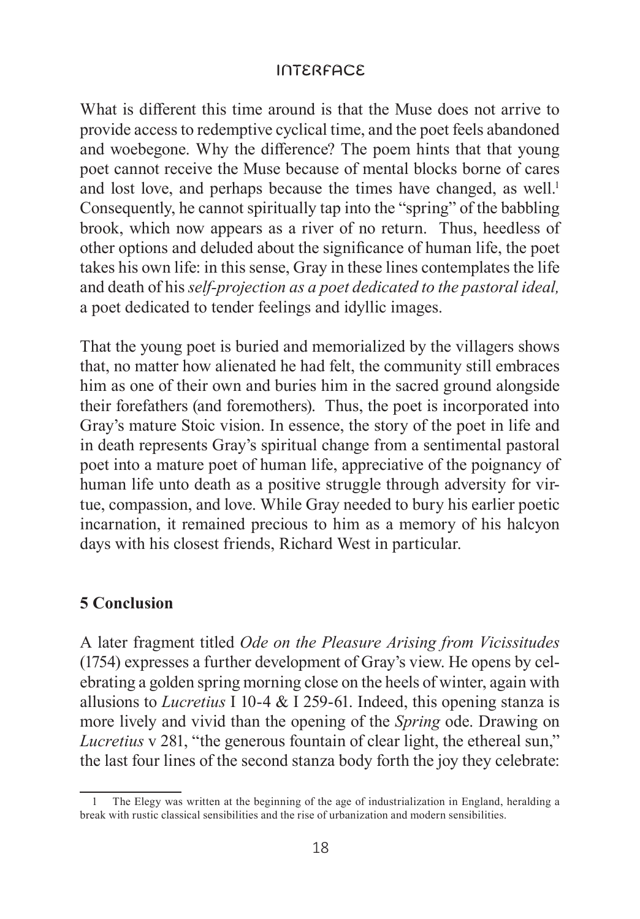What is different this time around is that the Muse does not arrive to provide access to redemptive cyclical time, and the poet feels abandoned and woebegone. Why the difference? The poem hints that that young poet cannot receive the Muse because of mental blocks borne of cares and lost love, and perhaps because the times have changed, as well.[1] Consequently, he cannot spiritually tap into the "spring" of the babbling brook, which now appears as a river of no return. Thus, heedless of other options and deluded about the significance of human life, the poet takes his own life: in this sense, Gray in these lines contemplates the life and death of his *self-projection as a poet dedicated to the pastoral ideal,* a poet dedicated to tender feelings and idyllic images.

That the young poet is buried and memorialized by the villagers shows that, no matter how alienated he had felt, the community still embraces him as one of their own and buries him in the sacred ground alongside their forefathers (and foremothers). Thus, the poet is incorporated into Gray's mature Stoic vision. In essence, the story of the poet in life and in death represents Gray's spiritual change from a sentimental pastoral poet into a mature poet of human life, appreciative of the poignancy of human life unto death as a positive struggle through adversity for virtue, compassion, and love. While Gray needed to bury his earlier poetic incarnation, it remained precious to him as a memory of his halcyon days with his closest friends, Richard West in particular.

## 5 Conclusion

A later fragment titled *Ode on the Pleasure Arising from Vicissitudes* (1754) expresses a further development of Gray's view. He opens by celebrating a golden spring morning close on the heels of winter, again with allusions to *Lucretius* I 10-4 & I 259-61. Indeed, this opening stanza is more lively and vivid than the opening of the *Spring* ode. Drawing on *Lucretius* v 281, "the generous fountain of clear light, the ethereal sun," the last four lines of the second stanza body forth the joy they celebrate:

---

[1] The Elegy was written at the beginning of the age of industrialization in England, heralding a break with rustic classical sensibilities and the rise of urbanization and modern sensibilities.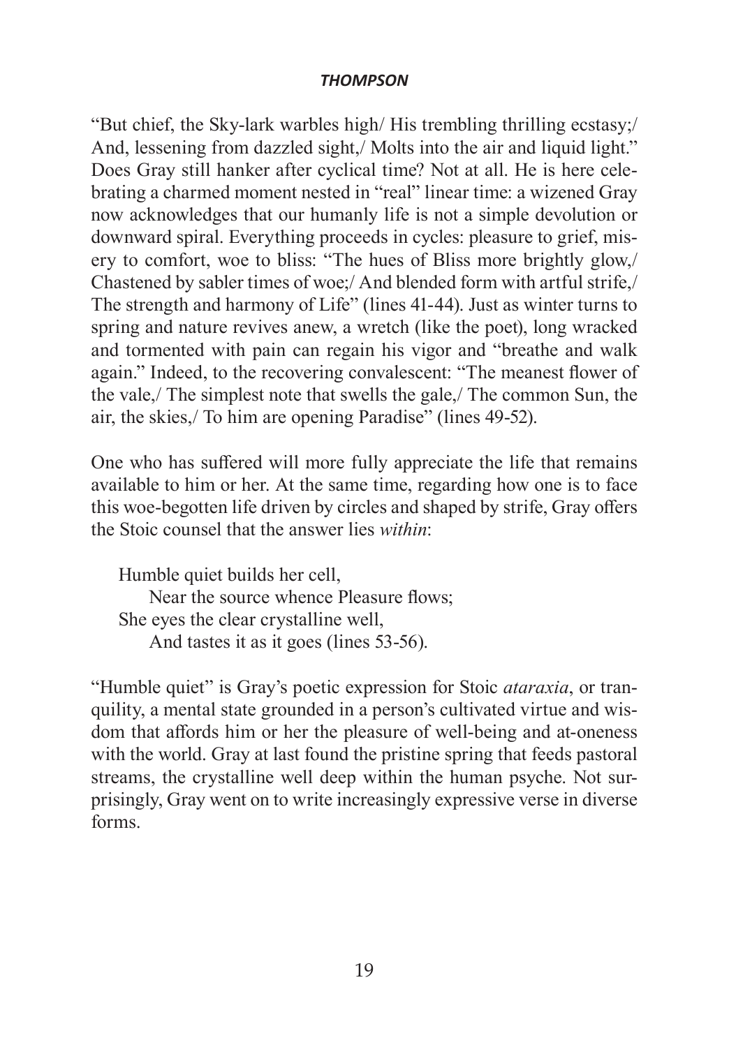"But chief, the Sky-lark warbles high/ His trembling thrilling ecstasy;/ And, lessening from dazzled sight,/ Molts into the air and liquid light." Does Gray still hanker after cyclical time? Not at all. He is here celebrating a charmed moment nested in "real" linear time: a wizened Gray now acknowledges that our humanly life is not a simple devolution or downward spiral. Everything proceeds in cycles: pleasure to grief, misery to comfort, woe to bliss: "The hues of Bliss more brightly glow,/ Chastened by sabler times of woe;/ And blended form with artful strife,/ The strength and harmony of Life" (lines 41-44). Just as winter turns to spring and nature revives anew, a wretch (like the poet), long wracked and tormented with pain can regain his vigor and "breathe and walk again." Indeed, to the recovering convalescent: "The meanest flower of the vale,/ The simplest note that swells the gale,/ The common Sun, the air, the skies,/ To him are opening Paradise" (lines 49-52).

One who has suffered will more fully appreciate the life that remains available to him or her. At the same time, regarding how one is to face this woe-begotten life driven by circles and shaped by strife, Gray offers the Stoic counsel that the answer lies *within*:

> Humble quiet builds her cell,
> &nbsp;&nbsp;&nbsp;&nbsp;Near the source whence Pleasure flows;
> She eyes the clear crystalline well,
> &nbsp;&nbsp;&nbsp;&nbsp;And tastes it as it goes (lines 53-56).

"Humble quiet" is Gray's poetic expression for Stoic *ataraxia*, or tranquility, a mental state grounded in a person's cultivated virtue and wisdom that affords him or her the pleasure of well-being and at-oneness with the world. Gray at last found the pristine spring that feeds pastoral streams, the crystalline well deep within the human psyche. Not surprisingly, Gray went on to write increasingly expressive verse in diverse forms.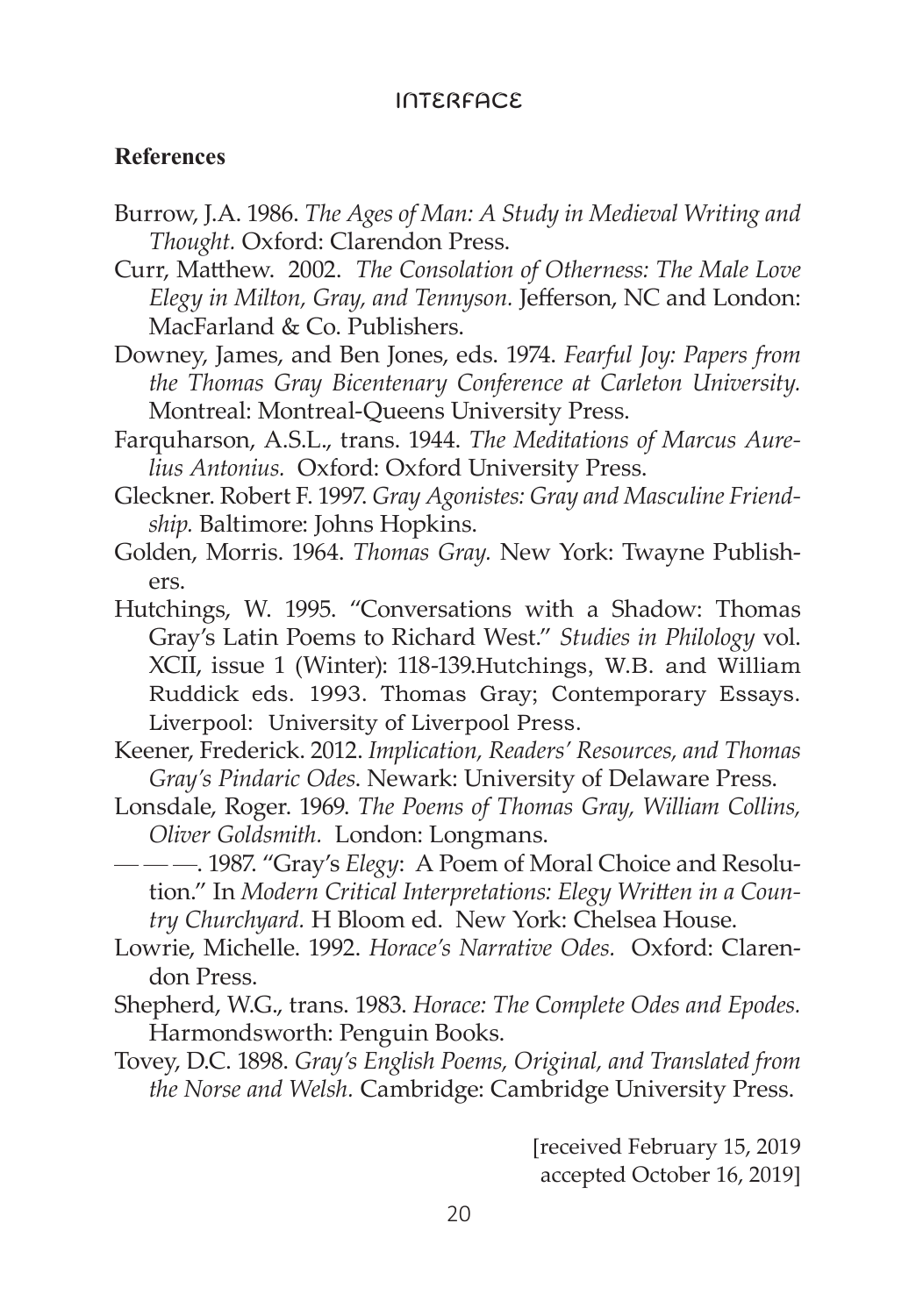## References

Burrow, J.A. 1986. *The Ages of Man: A Study in Medieval Writing and Thought*. Oxford: Clarendon Press.

Curr, Matthew. 2002. *The Consolation of Otherness: The Male Love Elegy in Milton, Gray, and Tennyson.* Jefferson, NC and London: MacFarland & Co. Publishers.

Downey, James, and Ben Jones, eds. 1974. *Fearful Joy: Papers from the Thomas Gray Bicentenary Conference at Carleton University.* Montreal: Montreal-Queens University Press.

Farquharson, A.S.L., trans. 1944. *The Meditations of Marcus Aurelius Antonius.* Oxford: Oxford University Press.

Gleckner. Robert F. 1997. *Gray Agonistes: Gray and Masculine Friendship.* Baltimore: Johns Hopkins.

Golden, Morris. 1964. *Thomas Gray*. New York: Twayne Publishers.

Hutchings, W. 1995. "Conversations with a Shadow: Thomas Gray's Latin Poems to Richard West." *Studies in Philology* vol. XCII, issue 1 (Winter): 118-139.Hutchings, W.B. and William Ruddick eds. 1993. Thomas Gray; Contemporary Essays. Liverpool: University of Liverpool Press.

Keener, Frederick. 2012. *Implication, Readers' Resources, and Thomas Gray's Pindaric Odes*. Newark: University of Delaware Press.

Lonsdale, Roger. 1969. *The Poems of Thomas Gray, William Collins, Oliver Goldsmith.* London: Longmans.

———. 1987. "Gray's *Elegy*: A Poem of Moral Choice and Resolution." In *Modern Critical Interpretations: Elegy Written in a Country Churchyard.* H Bloom ed. New York: Chelsea House.

Lowrie, Michelle. 1992. *Horace's Narrative Odes.* Oxford: Clarendon Press.

Shepherd, W.G., trans. 1983. *Horace: The Complete Odes and Epodes.* Harmondsworth: Penguin Books.

Tovey, D.C. 1898. *Gray's English Poems, Original, and Translated from the Norse and Welsh.* Cambridge: Cambridge University Press.

[received February 15, 2019
accepted October 16, 2019]